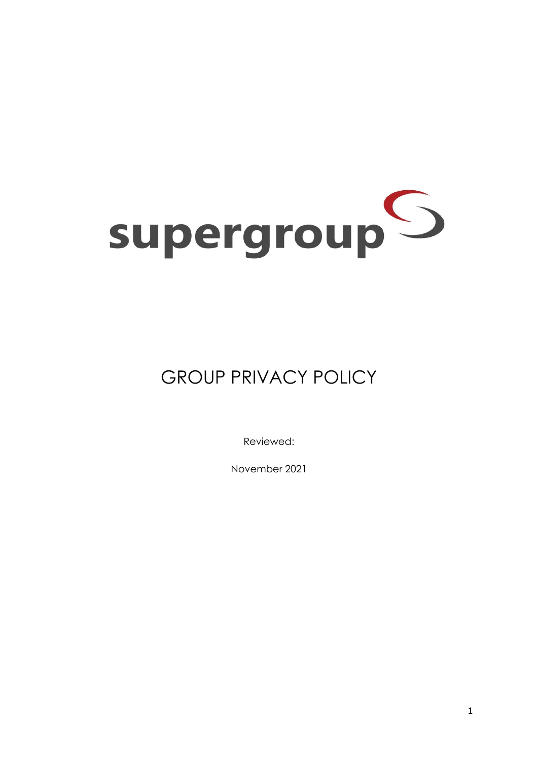supergroup

# GROUP PRIVACY POLICY

Reviewed:

November 2021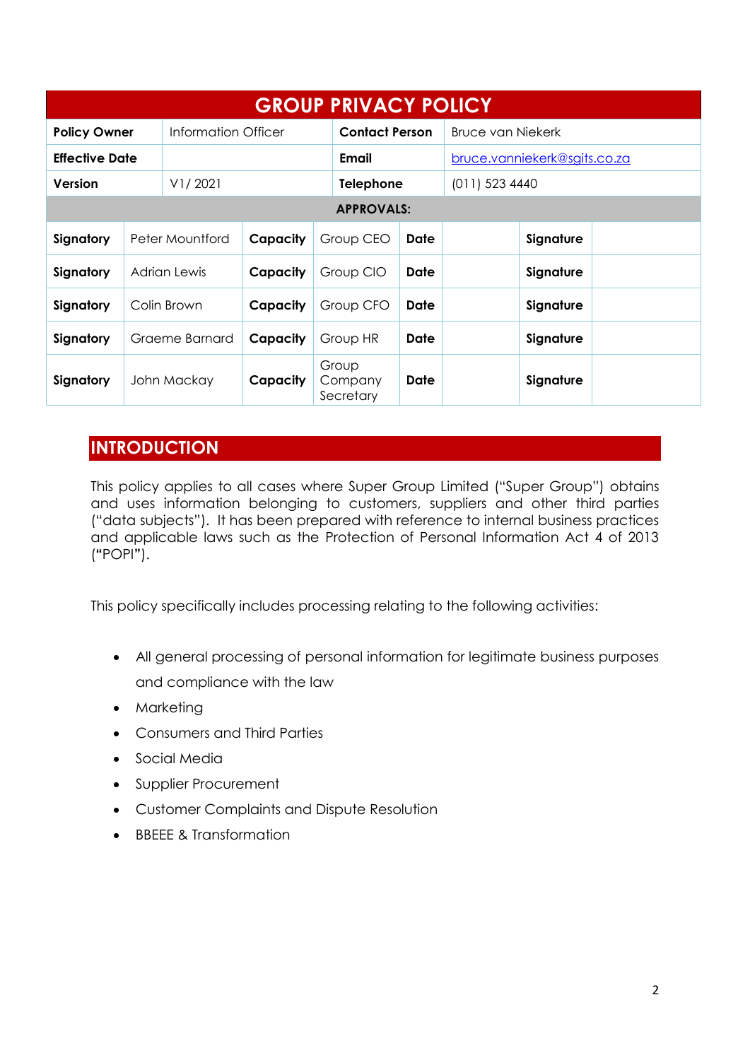# GROUP PRIVACY POLICY

| **Policy Owner** | Information Officer | **Contact Person** | Bruce van Niekerk |
|---|---|---|---|
| **Effective Date** | | **Email** | bruce.vanniekerk@sgits.co.za |
| **Version** | V1/ 2021 | **Telephone** | (011) 523 4440 |

**APPROVALS:**

| **Signatory** | Peter Mountford | **Capacity** | Group CEO | **Date** | | **Signature** | |
|---|---|---|---|---|---|---|---|
| **Signatory** | Adrian Lewis | **Capacity** | Group CIO | **Date** | | **Signature** | |
| **Signatory** | Colin Brown | **Capacity** | Group CFO | **Date** | | **Signature** | |
| **Signatory** | Graeme Barnard | **Capacity** | Group HR | **Date** | | **Signature** | |
| **Signatory** | John Mackay | **Capacity** | Group Company Secretary | **Date** | | **Signature** | |

## INTRODUCTION

This policy applies to all cases where Super Group Limited ("Super Group") obtains and uses information belonging to customers, suppliers and other third parties ("data subjects"). It has been prepared with reference to internal business practices and applicable laws such as the Protection of Personal Information Act 4 of 2013 (**"**POPI**"**).

This policy specifically includes processing relating to the following activities:

- All general processing of personal information for legitimate business purposes and compliance with the law
- Marketing
- Consumers and Third Parties
- Social Media
- Supplier Procurement
- Customer Complaints and Dispute Resolution
- BBEEE & Transformation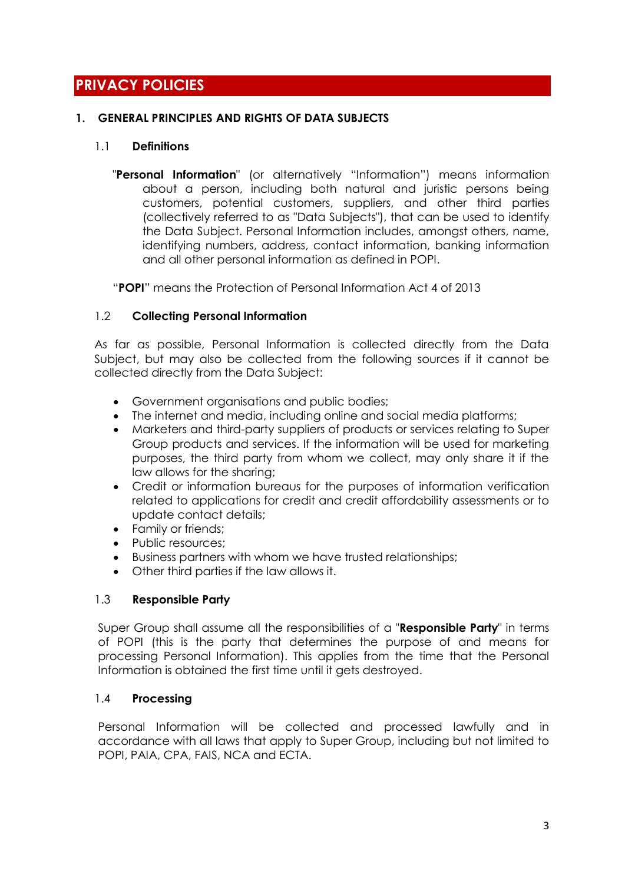# PRIVACY POLICIES

## 1. GENERAL PRINCIPLES AND RIGHTS OF DATA SUBJECTS

### 1.1 Definitions

"**Personal Information**" (or alternatively "Information") means information about a person, including both natural and juristic persons being customers, potential customers, suppliers, and other third parties (collectively referred to as "Data Subjects"), that can be used to identify the Data Subject. Personal Information includes, amongst others, name, identifying numbers, address, contact information, banking information and all other personal information as defined in POPI.

"**POPI**" means the Protection of Personal Information Act 4 of 2013

### 1.2 Collecting Personal Information

As far as possible, Personal Information is collected directly from the Data Subject, but may also be collected from the following sources if it cannot be collected directly from the Data Subject:

- Government organisations and public bodies;
- The internet and media, including online and social media platforms;
- Marketers and third-party suppliers of products or services relating to Super Group products and services. If the information will be used for marketing purposes, the third party from whom we collect, may only share it if the law allows for the sharing;
- Credit or information bureaus for the purposes of information verification related to applications for credit and credit affordability assessments or to update contact details;
- Family or friends;
- Public resources;
- Business partners with whom we have trusted relationships;
- Other third parties if the law allows it.

### 1.3 Responsible Party

Super Group shall assume all the responsibilities of a "**Responsible Party**" in terms of POPI (this is the party that determines the purpose of and means for processing Personal Information). This applies from the time that the Personal Information is obtained the first time until it gets destroyed.

### 1.4 Processing

Personal Information will be collected and processed lawfully and in accordance with all laws that apply to Super Group, including but not limited to POPI, PAIA, CPA, FAIS, NCA and ECTA.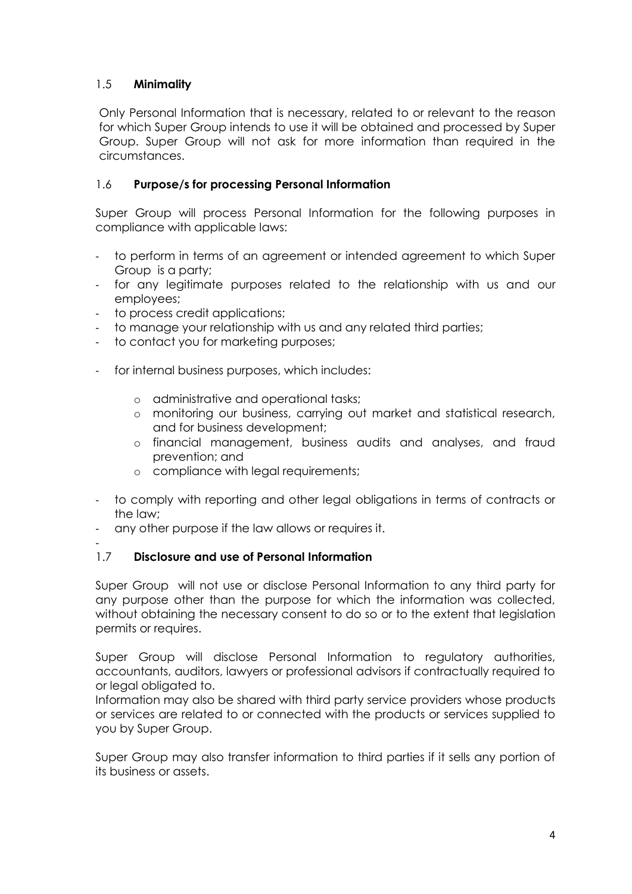### 1.5 **Minimality**

Only Personal Information that is necessary, related to or relevant to the reason for which Super Group intends to use it will be obtained and processed by Super Group. Super Group will not ask for more information than required in the circumstances.

### 1.6 **Purpose/s for processing Personal Information**

Super Group will process Personal Information for the following purposes in compliance with applicable laws:

- to perform in terms of an agreement or intended agreement to which Super Group is a party;
- for any legitimate purposes related to the relationship with us and our employees;
- to process credit applications;
- to manage your relationship with us and any related third parties;
- to contact you for marketing purposes;
- for internal business purposes, which includes:
    - administrative and operational tasks;
    - monitoring our business, carrying out market and statistical research, and for business development;
    - financial management, business audits and analyses, and fraud prevention; and
    - compliance with legal requirements;
- to comply with reporting and other legal obligations in terms of contracts or the law;
- any other purpose if the law allows or requires it.

### 1.7 **Disclosure and use of Personal Information**

Super Group will not use or disclose Personal Information to any third party for any purpose other than the purpose for which the information was collected, without obtaining the necessary consent to do so or to the extent that legislation permits or requires.

Super Group will disclose Personal Information to regulatory authorities, accountants, auditors, lawyers or professional advisors if contractually required to or legal obligated to.
Information may also be shared with third party service providers whose products or services are related to or connected with the products or services supplied to you by Super Group.

Super Group may also transfer information to third parties if it sells any portion of its business or assets.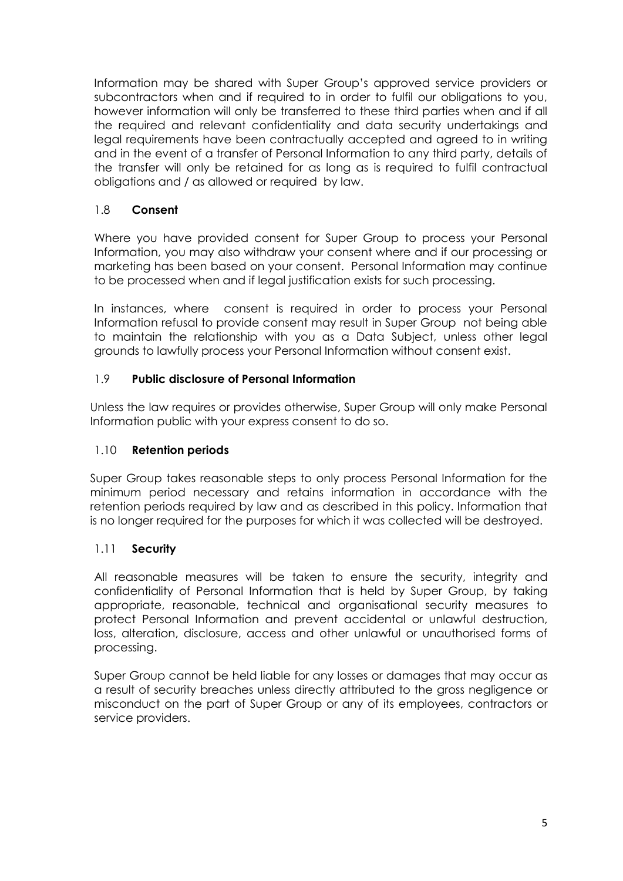Information may be shared with Super Group's approved service providers or subcontractors when and if required to in order to fulfil our obligations to you, however information will only be transferred to these third parties when and if all the required and relevant confidentiality and data security undertakings and legal requirements have been contractually accepted and agreed to in writing and in the event of a transfer of Personal Information to any third party, details of the transfer will only be retained for as long as is required to fulfil contractual obligations and / as allowed or required by law.

### 1.8 **Consent**

Where you have provided consent for Super Group to process your Personal Information, you may also withdraw your consent where and if our processing or marketing has been based on your consent. Personal Information may continue to be processed when and if legal justification exists for such processing.

In instances, where consent is required in order to process your Personal Information refusal to provide consent may result in Super Group not being able to maintain the relationship with you as a Data Subject, unless other legal grounds to lawfully process your Personal Information without consent exist.

### 1.9 **Public disclosure of Personal Information**

Unless the law requires or provides otherwise, Super Group will only make Personal Information public with your express consent to do so.

### 1.10 **Retention periods**

Super Group takes reasonable steps to only process Personal Information for the minimum period necessary and retains information in accordance with the retention periods required by law and as described in this policy. Information that is no longer required for the purposes for which it was collected will be destroyed.

### 1.11 **Security**

All reasonable measures will be taken to ensure the security, integrity and confidentiality of Personal Information that is held by Super Group, by taking appropriate, reasonable, technical and organisational security measures to protect Personal Information and prevent accidental or unlawful destruction, loss, alteration, disclosure, access and other unlawful or unauthorised forms of processing.

Super Group cannot be held liable for any losses or damages that may occur as a result of security breaches unless directly attributed to the gross negligence or misconduct on the part of Super Group or any of its employees, contractors or service providers.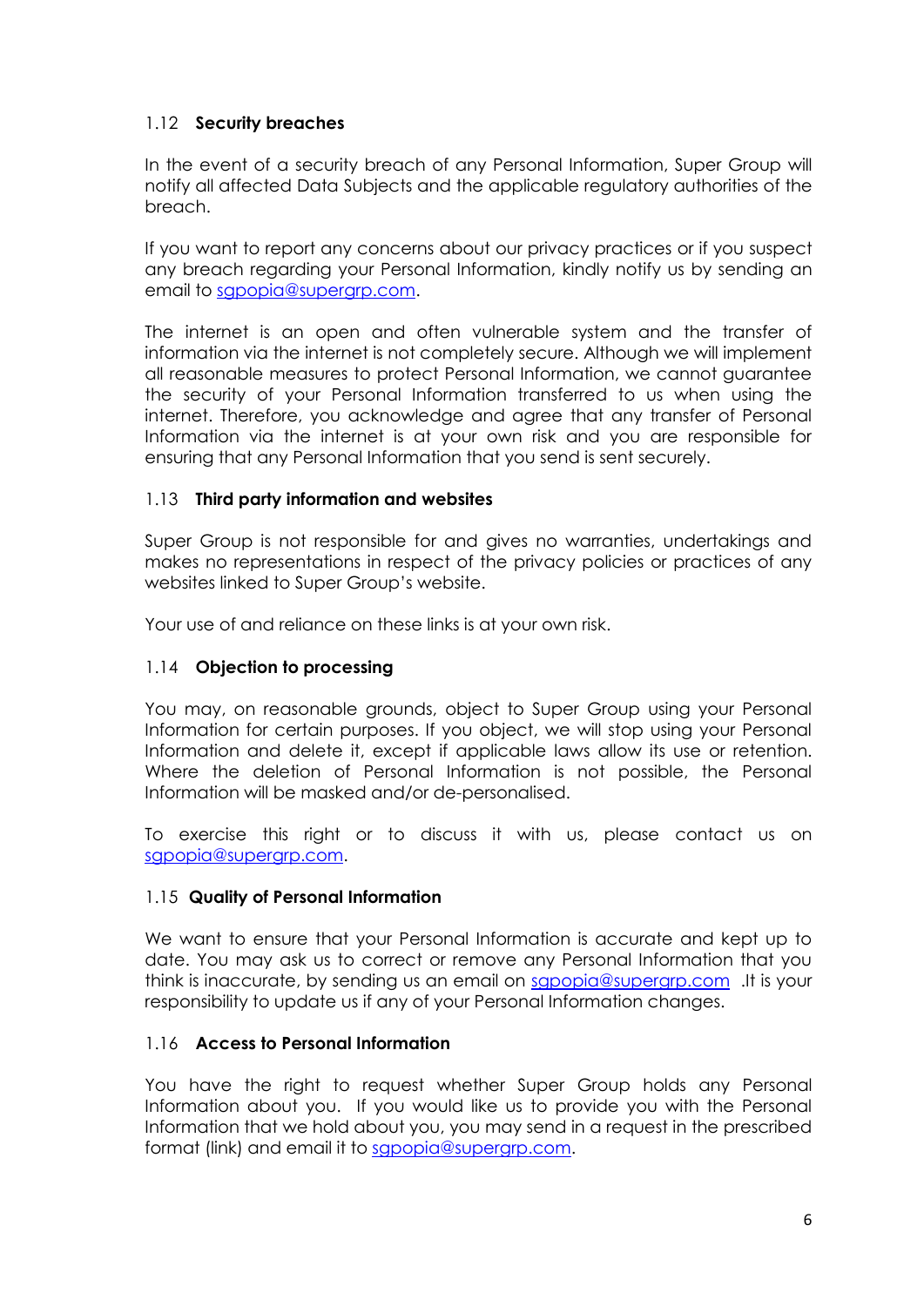### 1.12 **Security breaches**

In the event of a security breach of any Personal Information, Super Group will notify all affected Data Subjects and the applicable regulatory authorities of the breach.

If you want to report any concerns about our privacy practices or if you suspect any breach regarding your Personal Information, kindly notify us by sending an email to sgpopia@supergrp.com.

The internet is an open and often vulnerable system and the transfer of information via the internet is not completely secure. Although we will implement all reasonable measures to protect Personal Information, we cannot guarantee the security of your Personal Information transferred to us when using the internet. Therefore, you acknowledge and agree that any transfer of Personal Information via the internet is at your own risk and you are responsible for ensuring that any Personal Information that you send is sent securely.

### 1.13 **Third party information and websites**

Super Group is not responsible for and gives no warranties, undertakings and makes no representations in respect of the privacy policies or practices of any websites linked to Super Group's website.

Your use of and reliance on these links is at your own risk.

### 1.14 **Objection to processing**

You may, on reasonable grounds, object to Super Group using your Personal Information for certain purposes. If you object, we will stop using your Personal Information and delete it, except if applicable laws allow its use or retention. Where the deletion of Personal Information is not possible, the Personal Information will be masked and/or de-personalised.

To exercise this right or to discuss it with us, please contact us on sgpopia@supergrp.com.

### 1.15 **Quality of Personal Information**

We want to ensure that your Personal Information is accurate and kept up to date. You may ask us to correct or remove any Personal Information that you think is inaccurate, by sending us an email on sgpopia@supergrp.com .It is your responsibility to update us if any of your Personal Information changes.

### 1.16 **Access to Personal Information**

You have the right to request whether Super Group holds any Personal Information about you. If you would like us to provide you with the Personal Information that we hold about you, you may send in a request in the prescribed format (link) and email it to sgpopia@supergrp.com.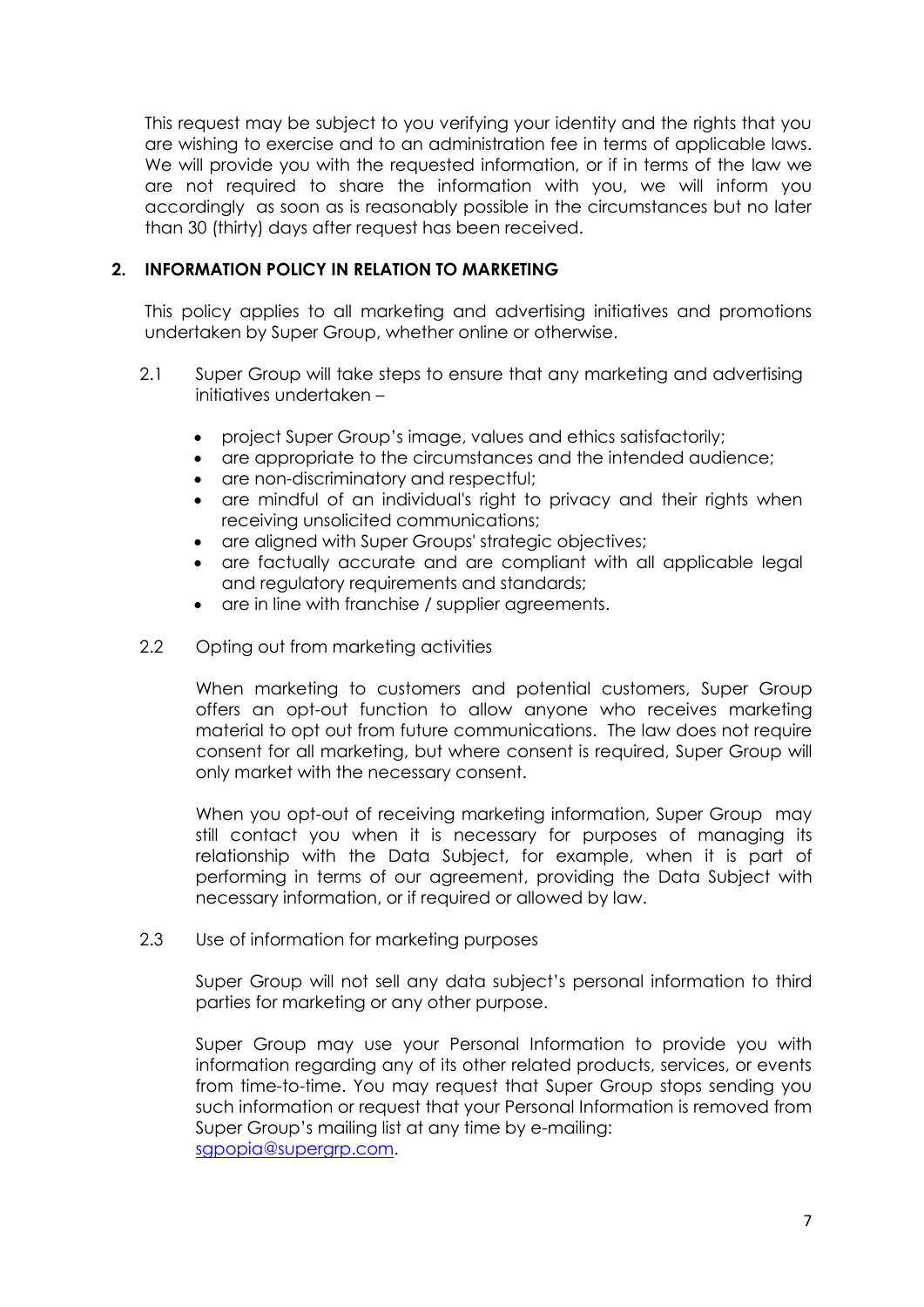This request may be subject to you verifying your identity and the rights that you are wishing to exercise and to an administration fee in terms of applicable laws. We will provide you with the requested information, or if in terms of the law we are not required to share the information with you, we will inform you accordingly as soon as is reasonably possible in the circumstances but no later than 30 (thirty) days after request has been received.

## 2. INFORMATION POLICY IN RELATION TO MARKETING

This policy applies to all marketing and advertising initiatives and promotions undertaken by Super Group, whether online or otherwise.

2.1 Super Group will take steps to ensure that any marketing and advertising initiatives undertaken –

- project Super Group's image, values and ethics satisfactorily;
- are appropriate to the circumstances and the intended audience;
- are non-discriminatory and respectful;
- are mindful of an individual's right to privacy and their rights when receiving unsolicited communications;
- are aligned with Super Groups' strategic objectives;
- are factually accurate and are compliant with all applicable legal and regulatory requirements and standards;
- are in line with franchise / supplier agreements.

2.2 Opting out from marketing activities

When marketing to customers and potential customers, Super Group offers an opt-out function to allow anyone who receives marketing material to opt out from future communications. The law does not require consent for all marketing, but where consent is required, Super Group will only market with the necessary consent.

When you opt-out of receiving marketing information, Super Group may still contact you when it is necessary for purposes of managing its relationship with the Data Subject, for example, when it is part of performing in terms of our agreement, providing the Data Subject with necessary information, or if required or allowed by law.

2.3 Use of information for marketing purposes

Super Group will not sell any data subject's personal information to third parties for marketing or any other purpose.

Super Group may use your Personal Information to provide you with information regarding any of its other related products, services, or events from time-to-time. You may request that Super Group stops sending you such information or request that your Personal Information is removed from Super Group's mailing list at any time by e-mailing: [sgpopia@supergrp.com](mailto:sgpopia@supergrp.com).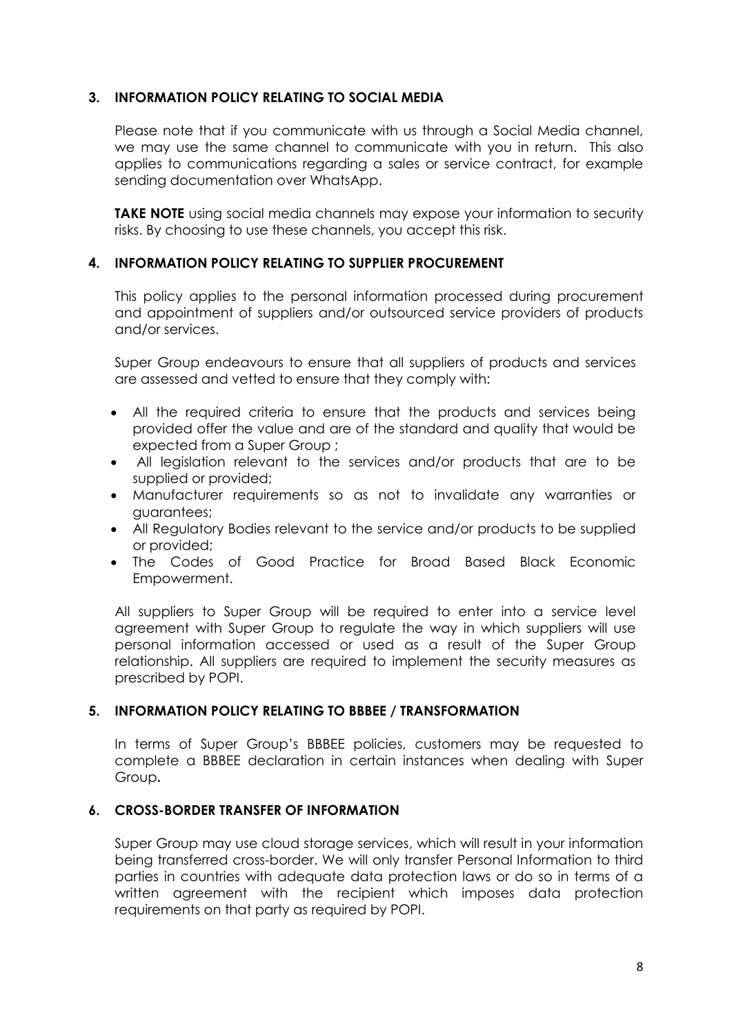## 3. INFORMATION POLICY RELATING TO SOCIAL MEDIA

Please note that if you communicate with us through a Social Media channel, we may use the same channel to communicate with you in return. This also applies to communications regarding a sales or service contract, for example sending documentation over WhatsApp.

**TAKE NOTE** using social media channels may expose your information to security risks. By choosing to use these channels, you accept this risk.

## 4. INFORMATION POLICY RELATING TO SUPPLIER PROCUREMENT

This policy applies to the personal information processed during procurement and appointment of suppliers and/or outsourced service providers of products and/or services.

Super Group endeavours to ensure that all suppliers of products and services are assessed and vetted to ensure that they comply with:

- All the required criteria to ensure that the products and services being provided offer the value and are of the standard and quality that would be expected from a Super Group ;
- All legislation relevant to the services and/or products that are to be supplied or provided;
- Manufacturer requirements so as not to invalidate any warranties or guarantees;
- All Regulatory Bodies relevant to the service and/or products to be supplied or provided;
- The Codes of Good Practice for Broad Based Black Economic Empowerment.

All suppliers to Super Group will be required to enter into a service level agreement with Super Group to regulate the way in which suppliers will use personal information accessed or used as a result of the Super Group relationship. All suppliers are required to implement the security measures as prescribed by POPI.

## 5. INFORMATION POLICY RELATING TO BBBEE / TRANSFORMATION

In terms of Super Group's BBBEE policies, customers may be requested to complete a BBBEE declaration in certain instances when dealing with Super Group**.**

## 6. CROSS-BORDER TRANSFER OF INFORMATION

Super Group may use cloud storage services, which will result in your information being transferred cross-border. We will only transfer Personal Information to third parties in countries with adequate data protection laws or do so in terms of a written agreement with the recipient which imposes data protection requirements on that party as required by POPI.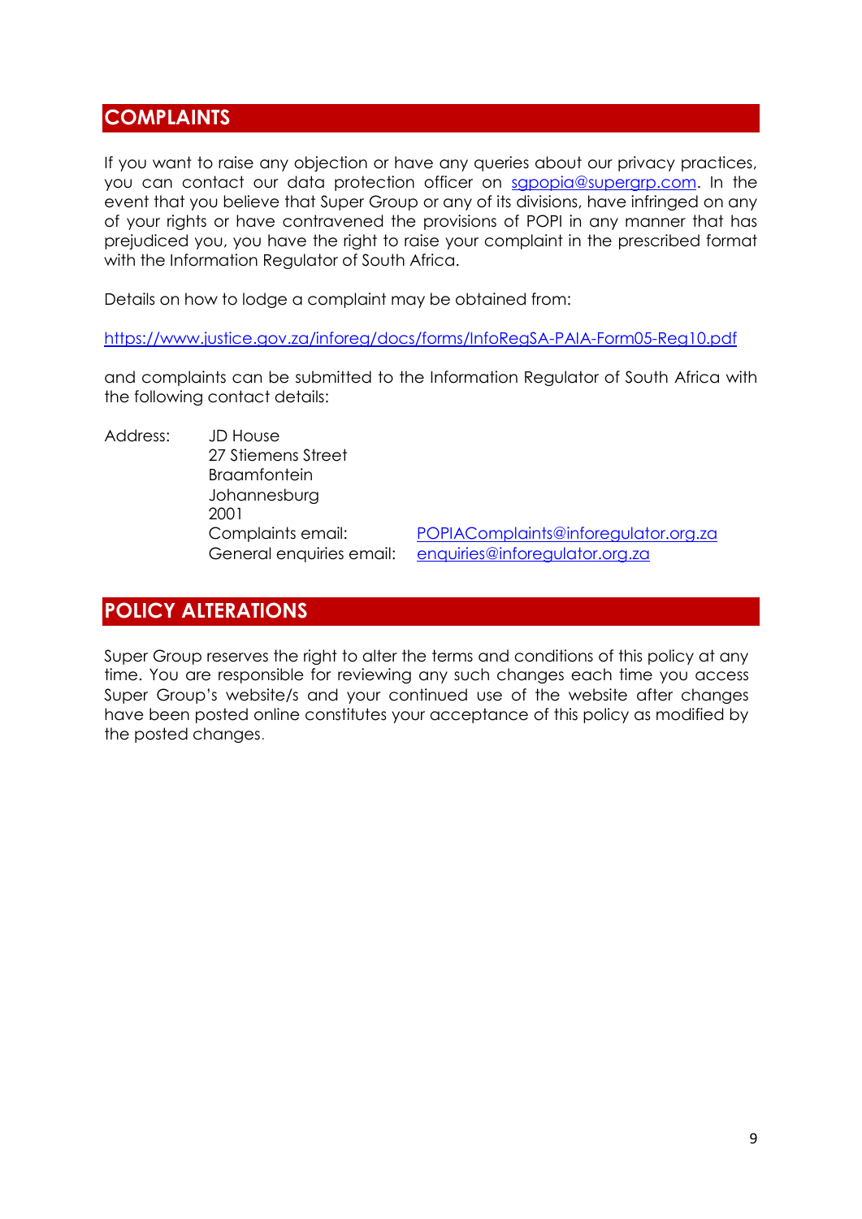## COMPLAINTS

If you want to raise any objection or have any queries about our privacy practices, you can contact our data protection officer on sgpopia@supergrp.com. In the event that you believe that Super Group or any of its divisions, have infringed on any of your rights or have contravened the provisions of POPI in any manner that has prejudiced you, you have the right to raise your complaint in the prescribed format with the Information Regulator of South Africa.

Details on how to lodge a complaint may be obtained from:

https://www.justice.gov.za/inforeg/docs/forms/InfoRegSA-PAIA-Form05-Reg10.pdf

and complaints can be submitted to the Information Regulator of South Africa with the following contact details:

Address: JD House
27 Stiemens Street
Braamfontein
Johannesburg
2001
Complaints email: POPIAComplaints@inforegulator.org.za
General enquiries email: enquiries@inforegulator.org.za

## POLICY ALTERATIONS

Super Group reserves the right to alter the terms and conditions of this policy at any time. You are responsible for reviewing any such changes each time you access Super Group's website/s and your continued use of the website after changes have been posted online constitutes your acceptance of this policy as modified by the posted changes.